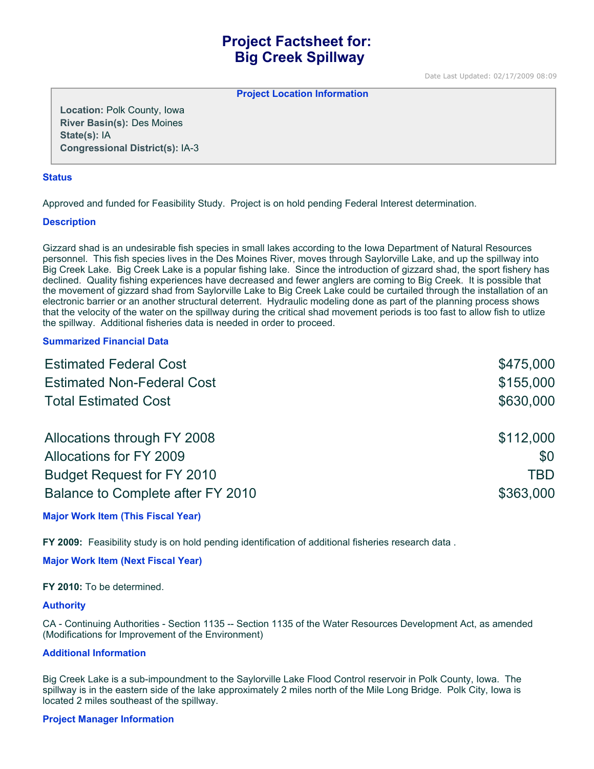# Project Factsheet for:
# Big Creek Spillway

Date Last Updated: 02/17/2009 08:09

**Project Location Information**

**Location:** Polk County, Iowa
**River Basin(s):** Des Moines
**State(s):** IA
**Congressional District(s):** IA-3

## Status

Approved and funded for Feasibility Study. Project is on hold pending Federal Interest determination.

## Description

Gizzard shad is an undesirable fish species in small lakes according to the Iowa Department of Natural Resources personnel. This fish species lives in the Des Moines River, moves through Saylorville Lake, and up the spillway into Big Creek Lake. Big Creek Lake is a popular fishing lake. Since the introduction of gizzard shad, the sport fishery has declined. Quality fishing experiences have decreased and fewer anglers are coming to Big Creek. It is possible that the movement of gizzard shad from Saylorville Lake to Big Creek Lake could be curtailed through the installation of an electronic barrier or an another structural deterrent. Hydraulic modeling done as part of the planning process shows that the velocity of the water on the spillway during the critical shad movement periods is too fast to allow fish to utlize the spillway. Additional fisheries data is needed in order to proceed.

## Summarized Financial Data

| | |
|---|---|
| Estimated Federal Cost | $475,000 |
| Estimated Non-Federal Cost | $155,000 |
| Total Estimated Cost | $630,000 |
| | |
| Allocations through FY 2008 | $112,000 |
| Allocations for FY 2009 | $0 |
| Budget Request for FY 2010 | TBD |
| Balance to Complete after FY 2010 | $363,000 |

## Major Work Item (This Fiscal Year)

**FY 2009:** Feasibility study is on hold pending identification of additional fisheries research data .

## Major Work Item (Next Fiscal Year)

**FY 2010:** To be determined.

## Authority

CA - Continuing Authorities - Section 1135 -- Section 1135 of the Water Resources Development Act, as amended (Modifications for Improvement of the Environment)

## Additional Information

Big Creek Lake is a sub-impoundment to the Saylorville Lake Flood Control reservoir in Polk County, Iowa. The spillway is in the eastern side of the lake approximately 2 miles north of the Mile Long Bridge. Polk City, Iowa is located 2 miles southeast of the spillway.

## Project Manager Information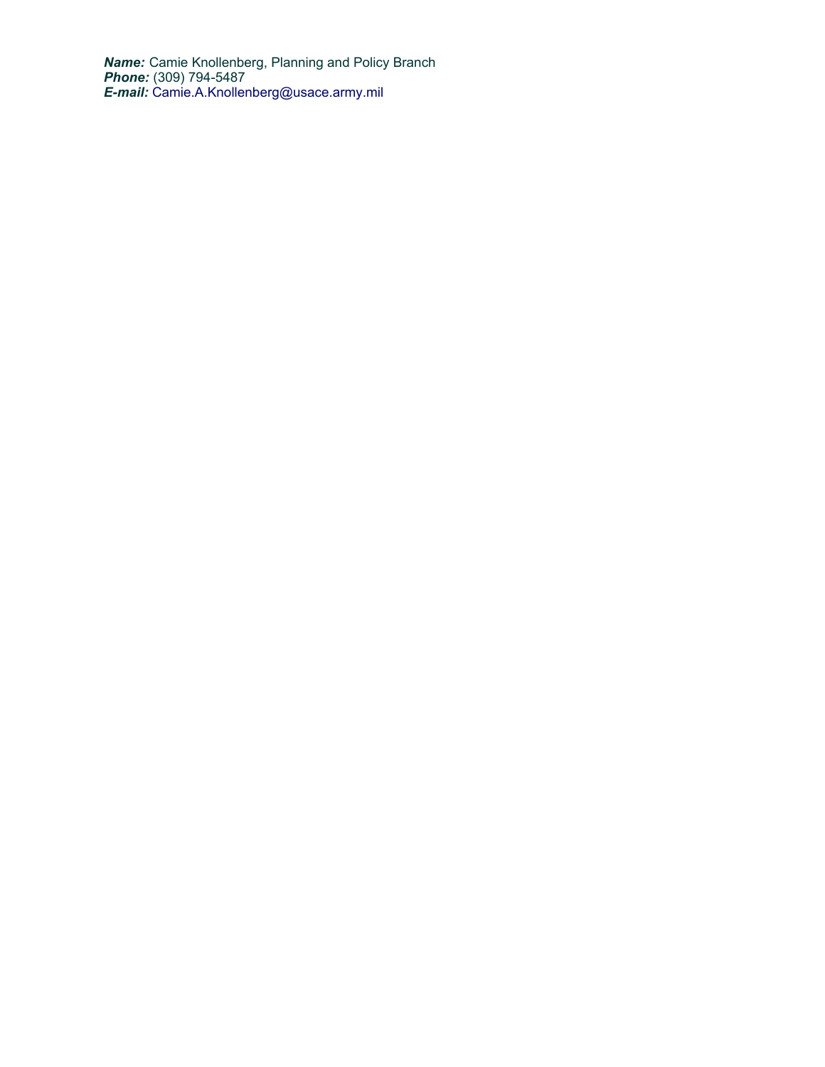***Name:*** Camie Knollenberg, Planning and Policy Branch
***Phone:*** (309) 794-5487
***E-mail:*** Camie.A.Knollenberg@usace.army.mil